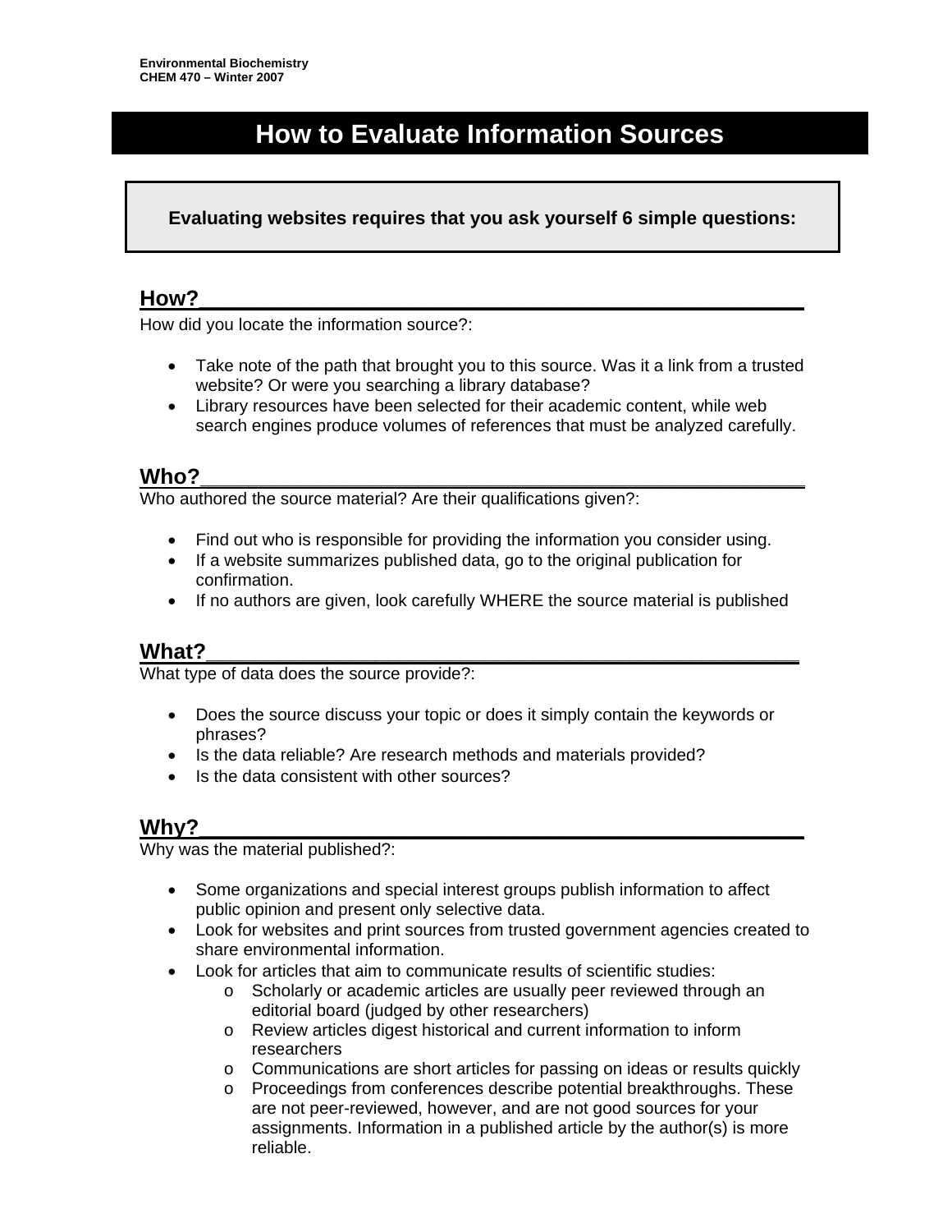Environmental Biochemistry
CHEM 470 – Winter 2007

# How to Evaluate Information Sources

**Evaluating websites requires that you ask yourself 6 simple questions:**

## How?

How did you locate the information source?:

- Take note of the path that brought you to this source. Was it a link from a trusted website? Or were you searching a library database?
- Library resources have been selected for their academic content, while web search engines produce volumes of references that must be analyzed carefully.

## Who?

Who authored the source material? Are their qualifications given?:

- Find out who is responsible for providing the information you consider using.
- If a website summarizes published data, go to the original publication for confirmation.
- If no authors are given, look carefully WHERE the source material is published

## What?

What type of data does the source provide?:

- Does the source discuss your topic or does it simply contain the keywords or phrases?
- Is the data reliable? Are research methods and materials provided?
- Is the data consistent with other sources?

## Why?

Why was the material published?:

- Some organizations and special interest groups publish information to affect public opinion and present only selective data.
- Look for websites and print sources from trusted government agencies created to share environmental information.
- Look for articles that aim to communicate results of scientific studies:
  - Scholarly or academic articles are usually peer reviewed through an editorial board (judged by other researchers)
  - Review articles digest historical and current information to inform researchers
  - Communications are short articles for passing on ideas or results quickly
  - Proceedings from conferences describe potential breakthroughs. These are not peer-reviewed, however, and are not good sources for your assignments. Information in a published article by the author(s) is more reliable.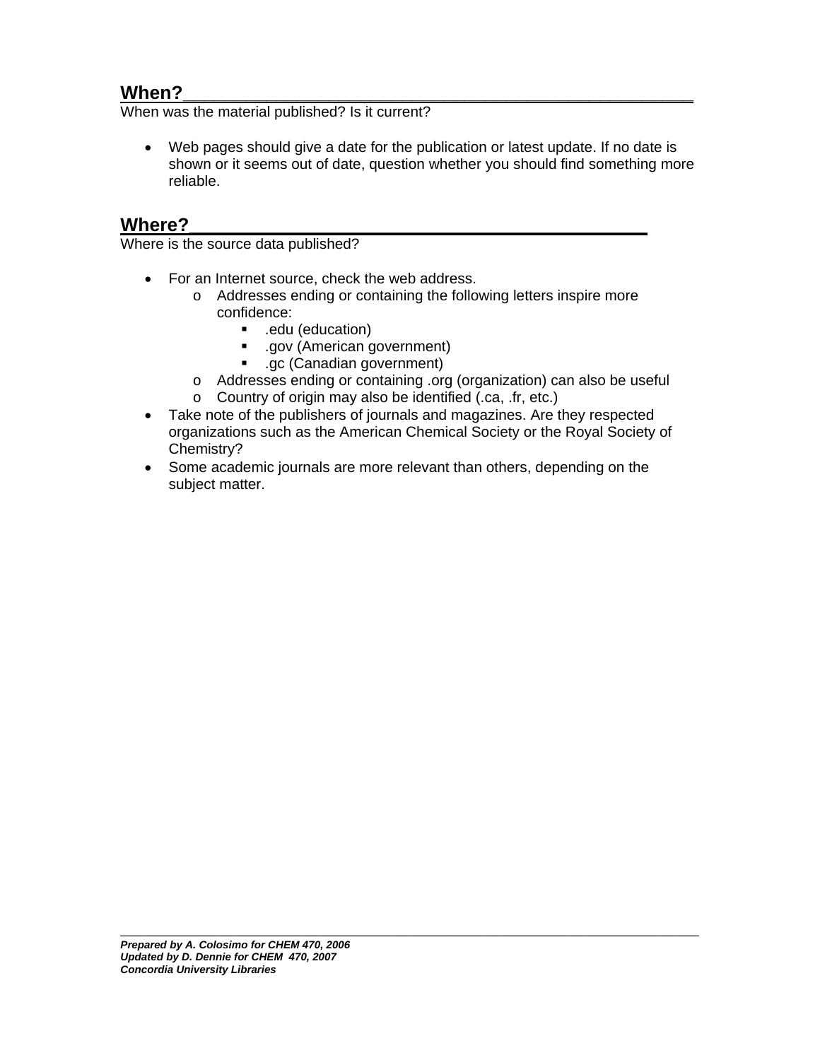## When?

When was the material published? Is it current?

- Web pages should give a date for the publication or latest update. If no date is shown or it seems out of date, question whether you should find something more reliable.

## Where?

Where is the source data published?

- For an Internet source, check the web address.
  - Addresses ending or containing the following letters inspire more confidence:
    - .edu (education)
    - .gov (American government)
    - .gc (Canadian government)
  - Addresses ending or containing .org (organization) can also be useful
  - Country of origin may also be identified (.ca, .fr, etc.)
- Take note of the publishers of journals and magazines. Are they respected organizations such as the American Chemical Society or the Royal Society of Chemistry?
- Some academic journals are more relevant than others, depending on the subject matter.

---

***Prepared by A. Colosimo for CHEM 470, 2006***
***Updated by D. Dennie for CHEM 470, 2007***
***Concordia University Libraries***